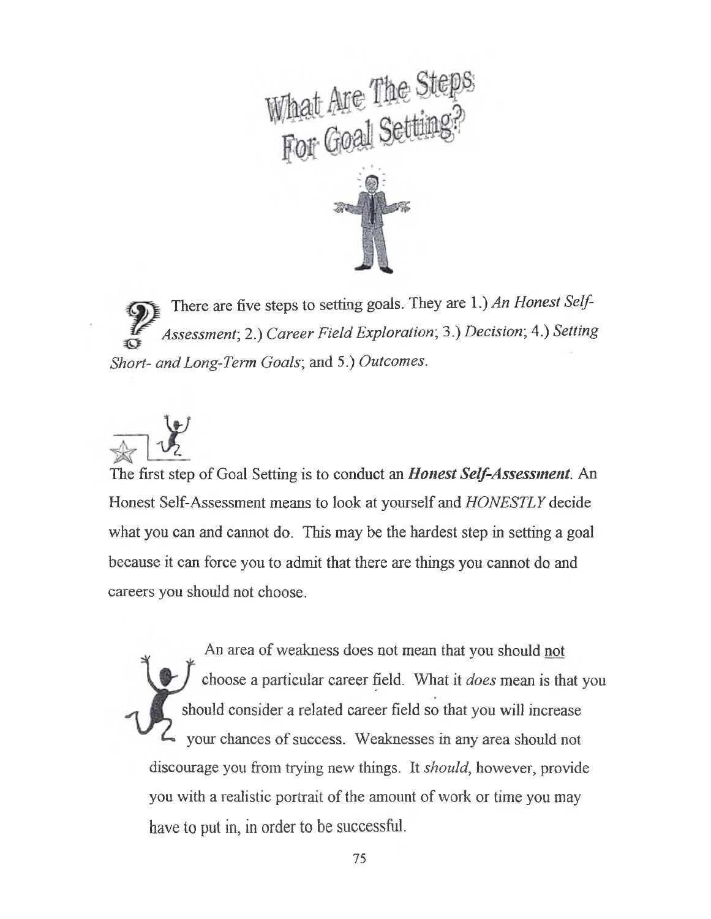# What Are The Steps For Goal Setting?

There are five steps to setting goals. They are 1.) *An Honest Self-Assessment*; 2.) *Career Field Exploration*; 3.) *Decision*; 4.) *Setting Short- and Long-Term Goals*; and 5.) *Outcomes*.

The first step of Goal Setting is to conduct an ***Honest Self-Assessment***. An Honest Self-Assessment means to look at yourself and *HONESTLY* decide what you can and cannot do. This may be the hardest step in setting a goal because it can force you to admit that there are things you cannot do and careers you should not choose.

An area of weakness does not mean that you should <u>not</u> choose a particular career field. What it *does* mean is that you should consider a related career field so that you will increase your chances of success. Weaknesses in any area should not discourage you from trying new things. It *should*, however, provide you with a realistic portrait of the amount of work or time you may have to put in, in order to be successful.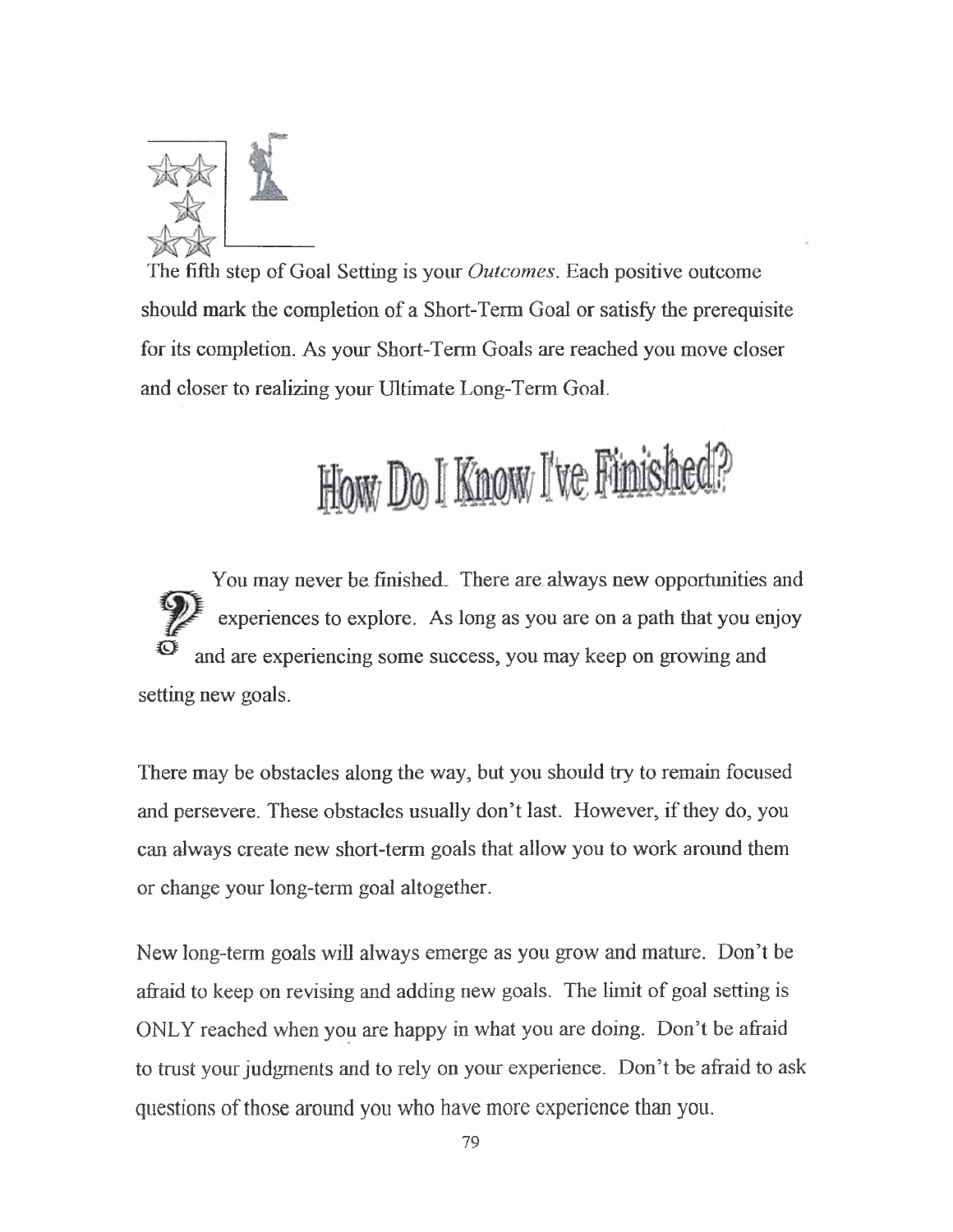The fifth step of Goal Setting is your *Outcomes*. Each positive outcome should mark the completion of a Short-Term Goal or satisfy the prerequisite for its completion. As your Short-Term Goals are reached you move closer and closer to realizing your Ultimate Long-Term Goal.

## How Do I Know I've Finished?

You may never be finished. There are always new opportunities and experiences to explore. As long as you are on a path that you enjoy and are experiencing some success, you may keep on growing and setting new goals.

There may be obstacles along the way, but you should try to remain focused and persevere. These obstacles usually don't last. However, if they do, you can always create new short-term goals that allow you to work around them or change your long-term goal altogether.

New long-term goals will always emerge as you grow and mature. Don't be afraid to keep on revising and adding new goals. The limit of goal setting is ONLY reached when you are happy in what you are doing. Don't be afraid to trust your judgments and to rely on your experience. Don't be afraid to ask questions of those around you who have more experience than you.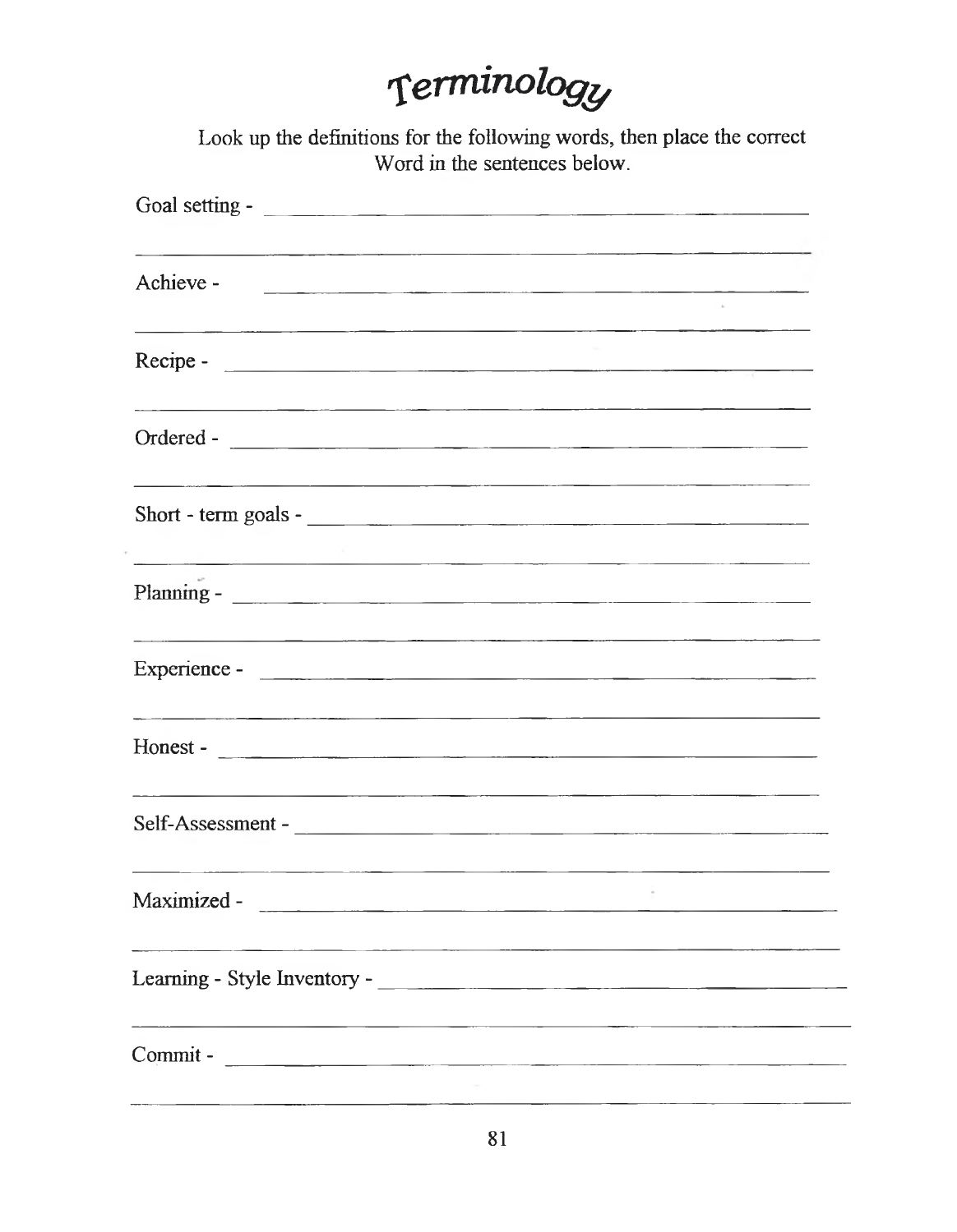# Terminology

Look up the definitions for the following words, then place the correct Word in the sentences below.

Goal setting - ______________________________________________

_____________________________________________________________

Achieve - ___________________________________________________

_____________________________________________________________

Recipe - ____________________________________________________

_____________________________________________________________

Ordered - ___________________________________________________

_____________________________________________________________

Short - term goals - ________________________________________

_____________________________________________________________

Planning - __________________________________________________

_____________________________________________________________

Experience - ________________________________________________

_____________________________________________________________

Honest - ____________________________________________________

_____________________________________________________________

Self-Assessment - ___________________________________________

_____________________________________________________________

Maximized - _________________________________________________

_____________________________________________________________

Learning - Style Inventory - ________________________________

_____________________________________________________________

Commit - ____________________________________________________

_____________________________________________________________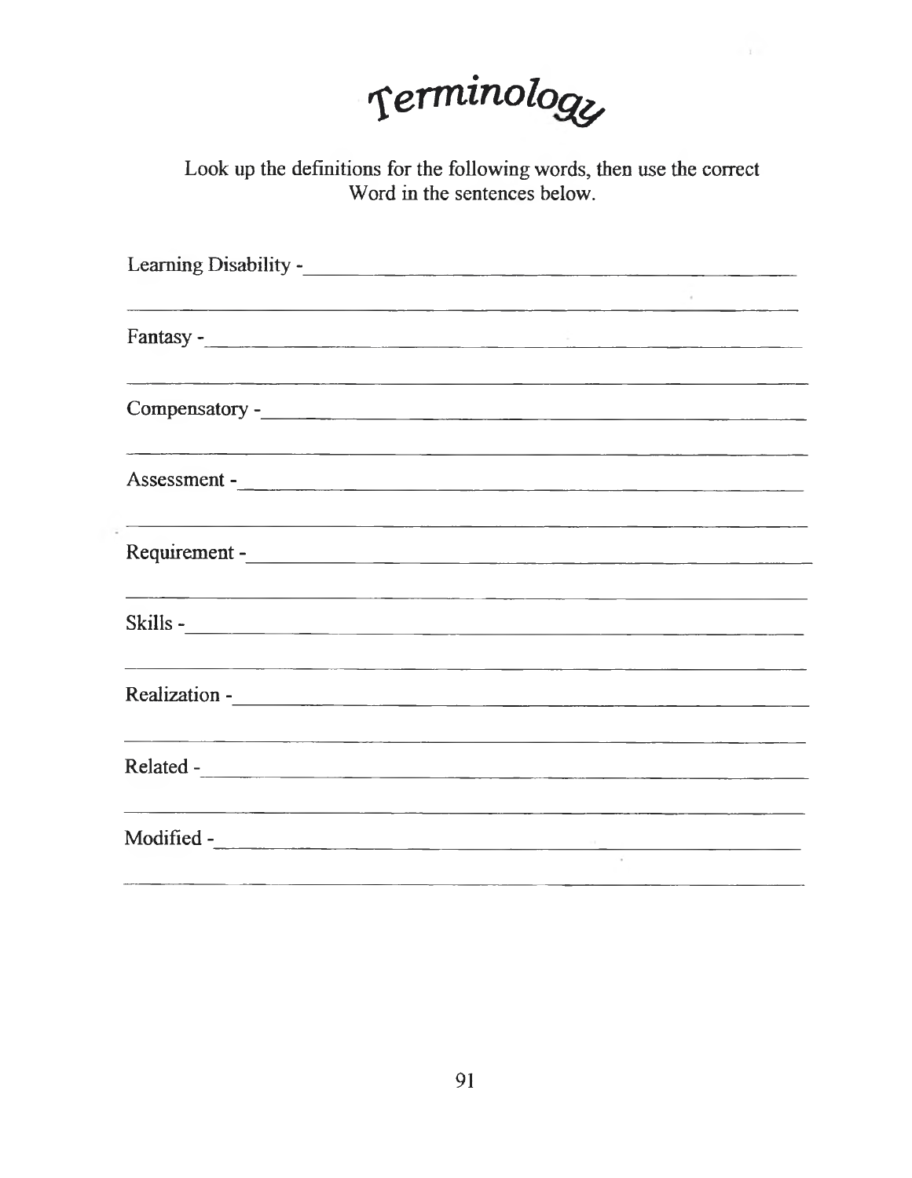# Terminology

Look up the definitions for the following words, then use the correct Word in the sentences below.

Learning Disability - ______________________________________________

____________________________________________________________

Fantasy - ______________________________________________

____________________________________________________________

Compensatory - ______________________________________________

____________________________________________________________

Assessment - ______________________________________________

____________________________________________________________

Requirement - ______________________________________________

____________________________________________________________

Skills - ______________________________________________

____________________________________________________________

Realization - ______________________________________________

____________________________________________________________

Related - ______________________________________________

____________________________________________________________

Modified - ______________________________________________

____________________________________________________________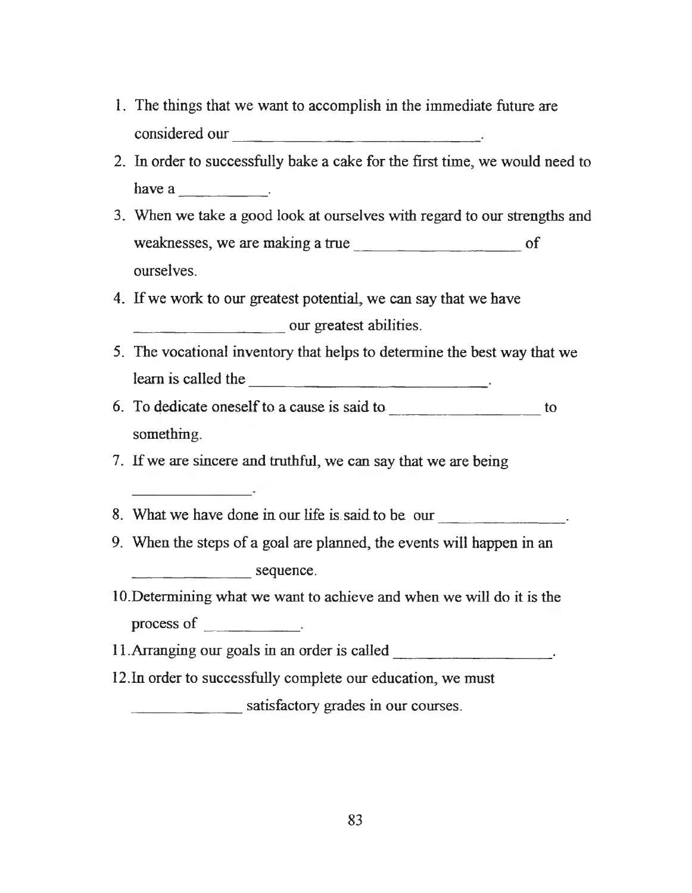1. The things that we want to accomplish in the immediate future are considered our ______________________________.
2. In order to successfully bake a cake for the first time, we would need to have a __________.
3. When we take a good look at ourselves with regard to our strengths and weaknesses, we are making a true ___________________ of ourselves.
4. If we work to our greatest potential, we can say that we have __________________ our greatest abilities.
5. The vocational inventory that helps to determine the best way that we learn is called the ____________________________.
6. To dedicate oneself to a cause is said to _________________ to something.
7. If we are sincere and truthful, we can say that we are being ______________.
8. What we have done in our life is said to be our ______________.
9. When the steps of a goal are planned, the events will happen in an ______________ sequence.
10. Determining what we want to achieve and when we will do it is the process of __________.
11. Arranging our goals in an order is called __________________.
12. In order to successfully complete our education, we must _____________ satisfactory grades in our courses.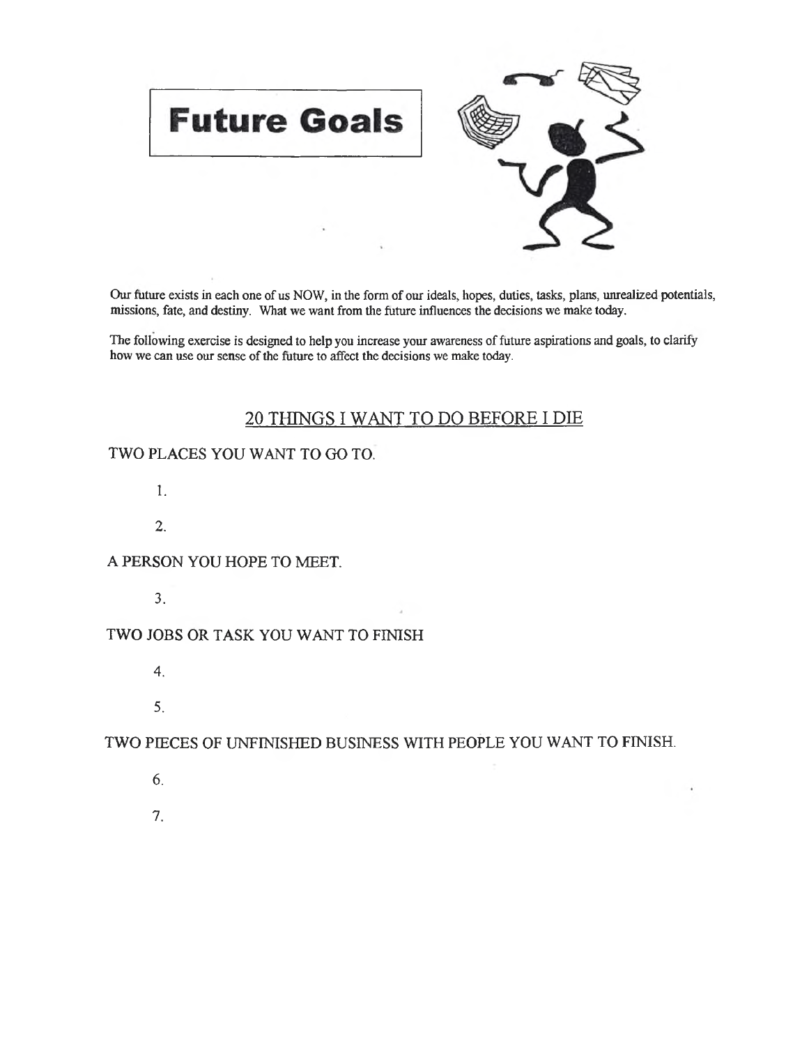# Future Goals

Our future exists in each one of us NOW, in the form of our ideals, hopes, duties, tasks, plans, unrealized potentials, missions, fate, and destiny. What we want from the future influences the decisions we make today.

The following exercise is designed to help you increase your awareness of future aspirations and goals, to clarify how we can use our sense of the future to affect the decisions we make today.

## 20 THINGS I WANT TO DO BEFORE I DIE

TWO PLACES YOU WANT TO GO TO.

1.

2.

A PERSON YOU HOPE TO MEET.

3.

TWO JOBS OR TASK YOU WANT TO FINISH

4.

5.

TWO PIECES OF UNFINISHED BUSINESS WITH PEOPLE YOU WANT TO FINISH.

6.

7.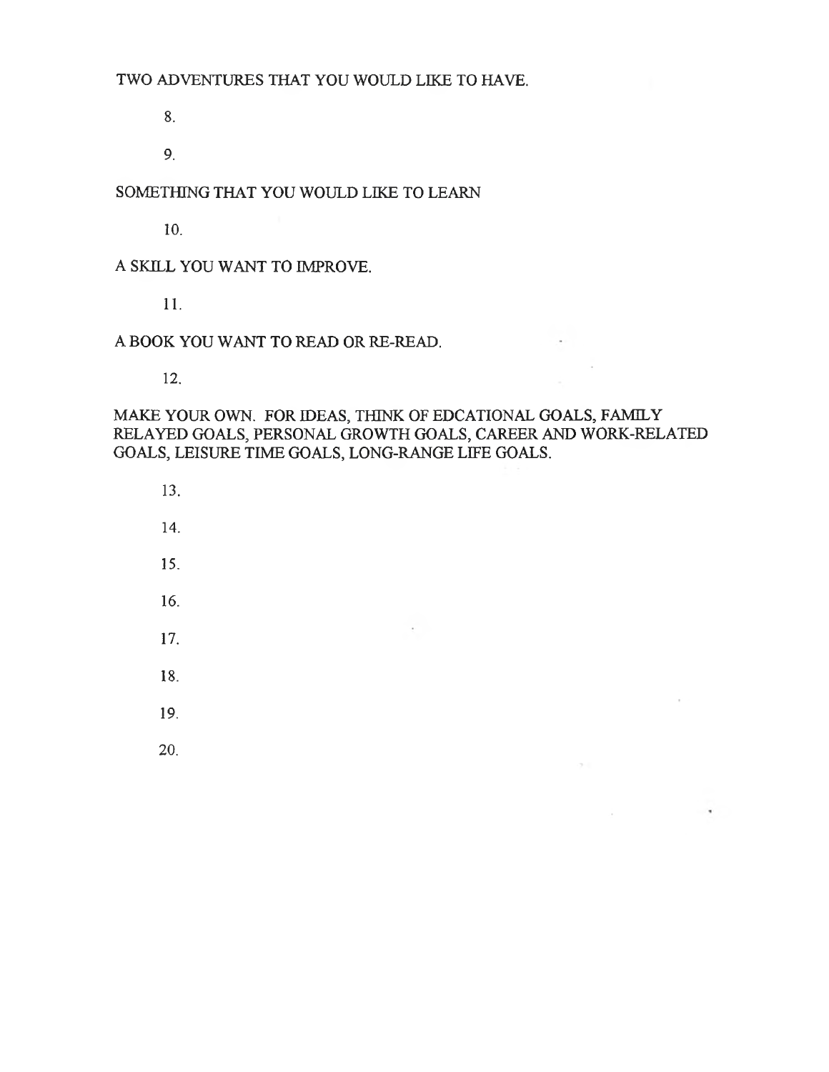TWO ADVENTURES THAT YOU WOULD LIKE TO HAVE.

8.

9.

SOMETHING THAT YOU WOULD LIKE TO LEARN

10.

A SKILL YOU WANT TO IMPROVE.

11.

A BOOK YOU WANT TO READ OR RE-READ.

12.

MAKE YOUR OWN. FOR IDEAS, THINK OF EDCATIONAL GOALS, FAMILY RELAYED GOALS, PERSONAL GROWTH GOALS, CAREER AND WORK-RELATED GOALS, LEISURE TIME GOALS, LONG-RANGE LIFE GOALS.

13.

14.

15.

16.

17.

18.

19.

20.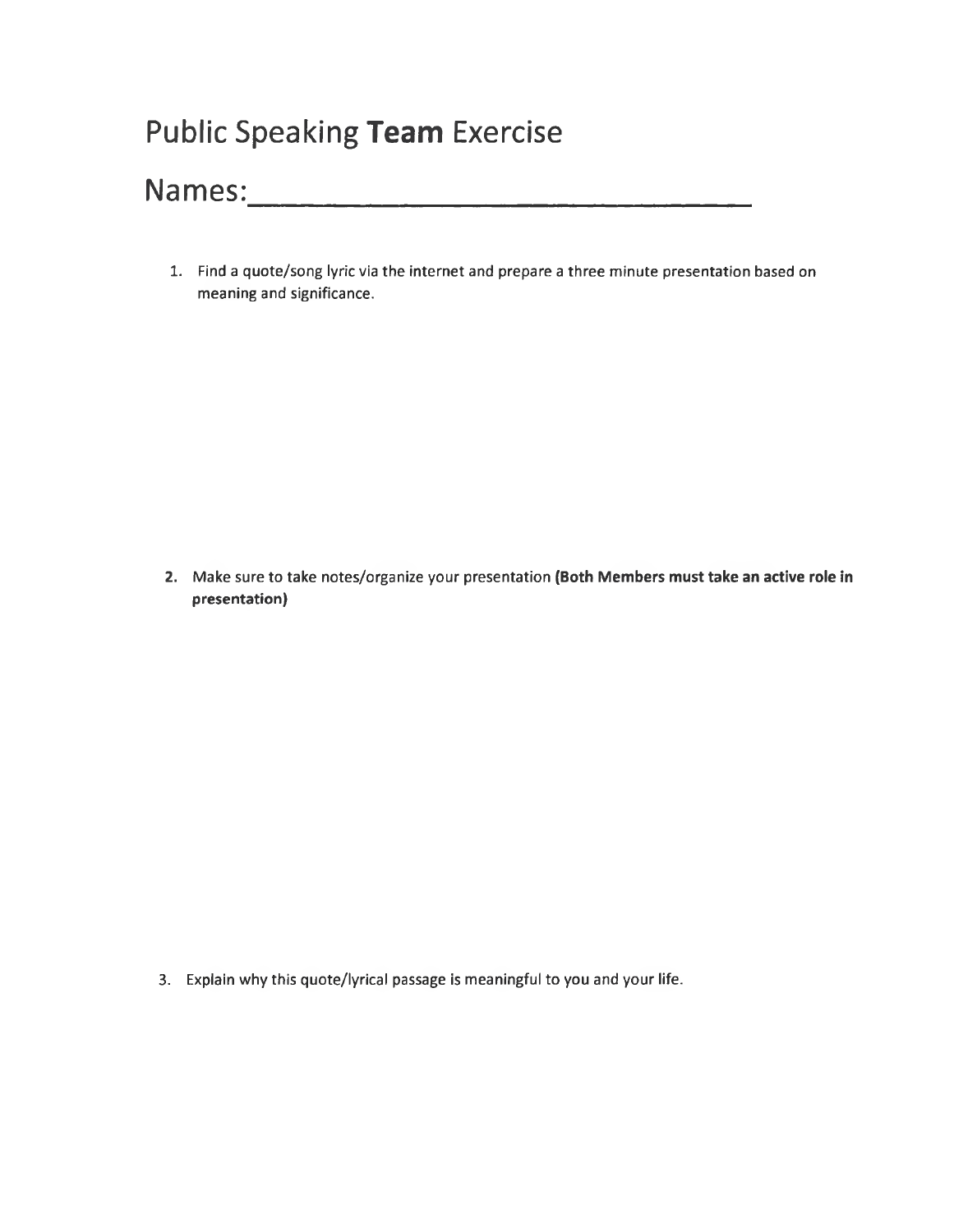# Public Speaking **Team** Exercise

## Names:______________________________

1. Find a quote/song lyric via the internet and prepare a three minute presentation based on meaning and significance.

2. Make sure to take notes/organize your presentation **(Both Members must take an active role in presentation)**

3. Explain why this quote/lyrical passage is meaningful to you and your life.